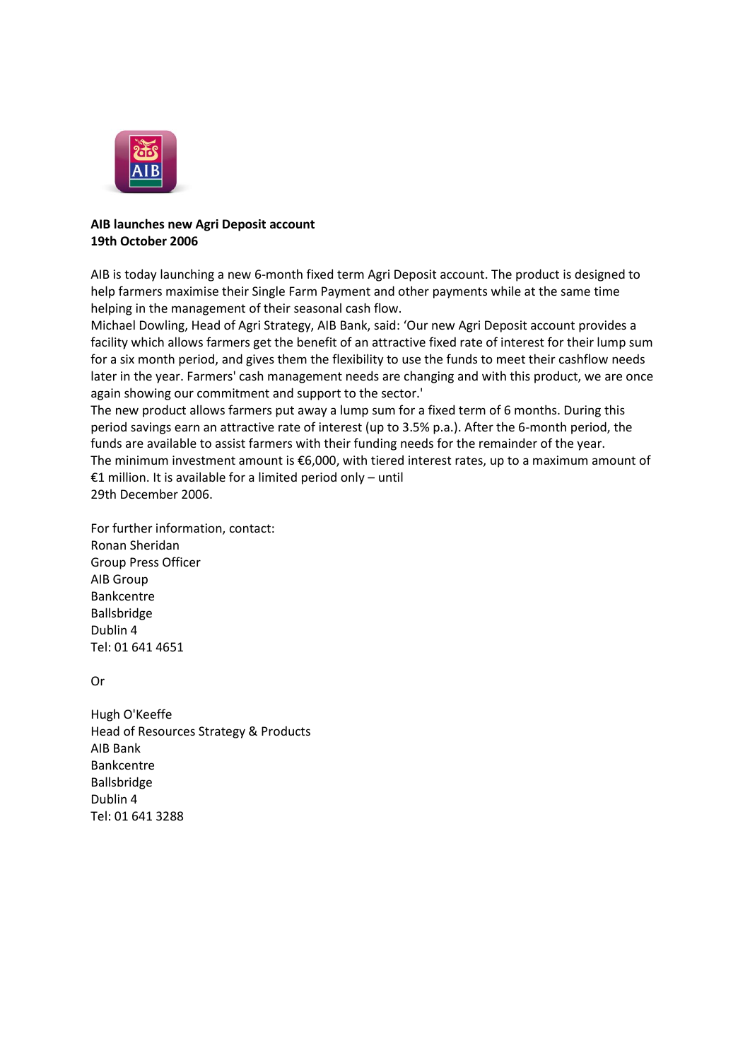**AIB launches new Agri Deposit account**
**19th October 2006**

AIB is today launching a new 6-month fixed term Agri Deposit account. The product is designed to help farmers maximise their Single Farm Payment and other payments while at the same time helping in the management of their seasonal cash flow.

Michael Dowling, Head of Agri Strategy, AIB Bank, said: 'Our new Agri Deposit account provides a facility which allows farmers get the benefit of an attractive fixed rate of interest for their lump sum for a six month period, and gives them the flexibility to use the funds to meet their cashflow needs later in the year. Farmers' cash management needs are changing and with this product, we are once again showing our commitment and support to the sector.'

The new product allows farmers put away a lump sum for a fixed term of 6 months. During this period savings earn an attractive rate of interest (up to 3.5% p.a.). After the 6-month period, the funds are available to assist farmers with their funding needs for the remainder of the year.

The minimum investment amount is €6,000, with tiered interest rates, up to a maximum amount of €1 million. It is available for a limited period only – until 29th December 2006.

For further information, contact:
Ronan Sheridan
Group Press Officer
AIB Group
Bankcentre
Ballsbridge
Dublin 4
Tel: 01 641 4651

Or

Hugh O'Keeffe
Head of Resources Strategy & Products
AIB Bank
Bankcentre
Ballsbridge
Dublin 4
Tel: 01 641 3288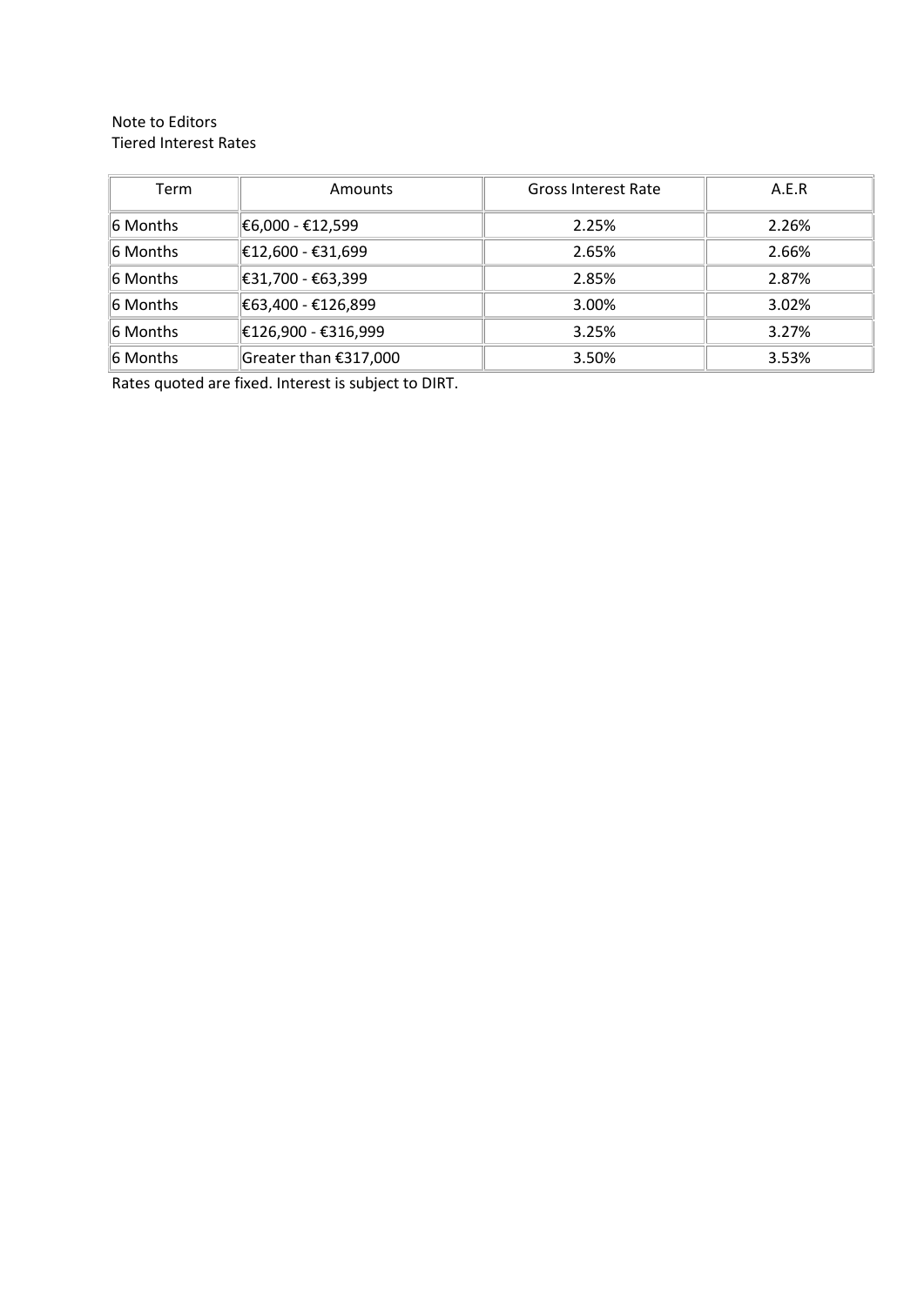Note to Editors
Tiered Interest Rates

| Term | Amounts | Gross Interest Rate | A.E.R |
|---|---|---|---|
| 6 Months | €6,000 - €12,599 | 2.25% | 2.26% |
| 6 Months | €12,600 - €31,699 | 2.65% | 2.66% |
| 6 Months | €31,700 - €63,399 | 2.85% | 2.87% |
| 6 Months | €63,400 - €126,899 | 3.00% | 3.02% |
| 6 Months | €126,900 - €316,999 | 3.25% | 3.27% |
| 6 Months | Greater than €317,000 | 3.50% | 3.53% |

Rates quoted are fixed. Interest is subject to DIRT.